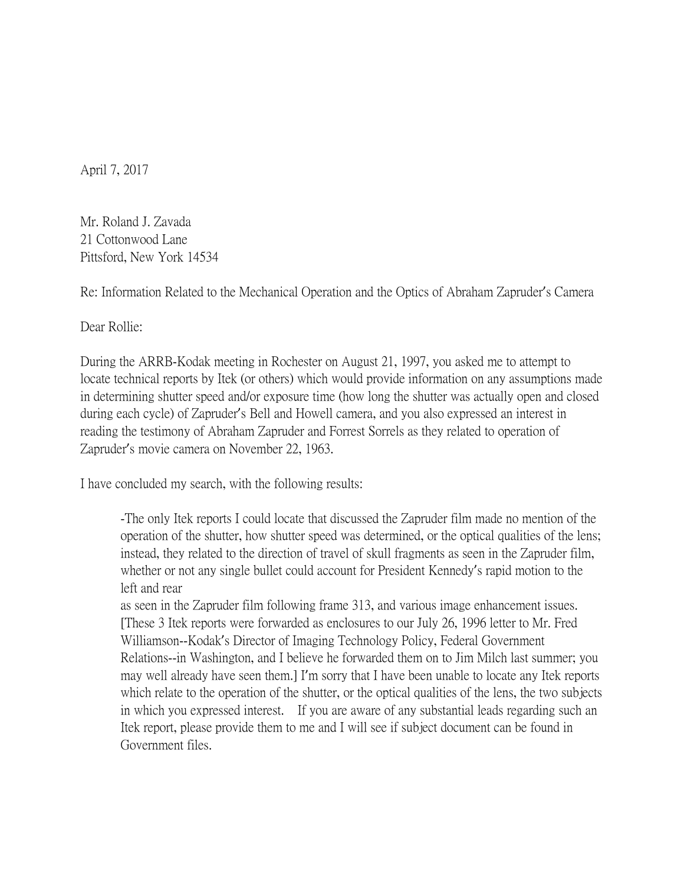April 7, 2017

Mr. Roland J. Zavada
21 Cottonwood Lane
Pittsford, New York 14534

Re: Information Related to the Mechanical Operation and the Optics of Abraham Zapruder's Camera

Dear Rollie:

During the ARRB-Kodak meeting in Rochester on August 21, 1997, you asked me to attempt to locate technical reports by Itek (or others) which would provide information on any assumptions made in determining shutter speed and/or exposure time (how long the shutter was actually open and closed during each cycle) of Zapruder's Bell and Howell camera, and you also expressed an interest in reading the testimony of Abraham Zapruder and Forrest Sorrels as they related to operation of Zapruder's movie camera on November 22, 1963.

I have concluded my search, with the following results:

> -The only Itek reports I could locate that discussed the Zapruder film made no mention of the operation of the shutter, how shutter speed was determined, or the optical qualities of the lens; instead, they related to the direction of travel of skull fragments as seen in the Zapruder film, whether or not any single bullet could account for President Kennedy's rapid motion to the left and rear
> as seen in the Zapruder film following frame 313, and various image enhancement issues. [These 3 Itek reports were forwarded as enclosures to our July 26, 1996 letter to Mr. Fred Williamson--Kodak's Director of Imaging Technology Policy, Federal Government Relations--in Washington, and I believe he forwarded them on to Jim Milch last summer; you may well already have seen them.] I'm sorry that I have been unable to locate any Itek reports which relate to the operation of the shutter, or the optical qualities of the lens, the two subjects in which you expressed interest. If you are aware of any substantial leads regarding such an Itek report, please provide them to me and I will see if subject document can be found in Government files.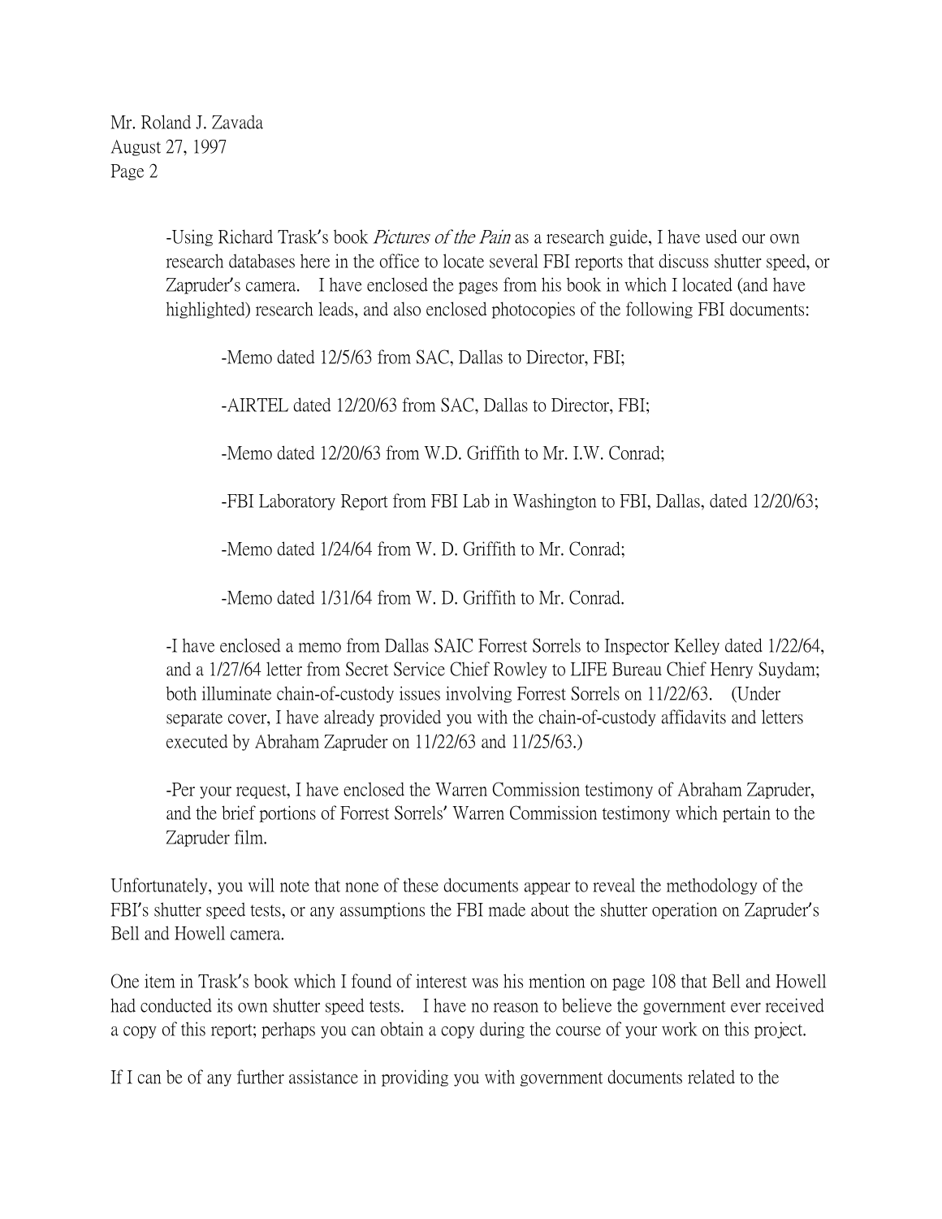Mr. Roland J. Zavada
August 27, 1997
Page 2

-Using Richard Trask's book *Pictures of the Pain* as a research guide, I have used our own research databases here in the office to locate several FBI reports that discuss shutter speed, or Zapruder's camera. I have enclosed the pages from his book in which I located (and have highlighted) research leads, and also enclosed photocopies of the following FBI documents:

-Memo dated 12/5/63 from SAC, Dallas to Director, FBI;

-AIRTEL dated 12/20/63 from SAC, Dallas to Director, FBI;

-Memo dated 12/20/63 from W.D. Griffith to Mr. I.W. Conrad;

-FBI Laboratory Report from FBI Lab in Washington to FBI, Dallas, dated 12/20/63;

-Memo dated 1/24/64 from W. D. Griffith to Mr. Conrad;

-Memo dated 1/31/64 from W. D. Griffith to Mr. Conrad.

-I have enclosed a memo from Dallas SAIC Forrest Sorrels to Inspector Kelley dated 1/22/64, and a 1/27/64 letter from Secret Service Chief Rowley to LIFE Bureau Chief Henry Suydam; both illuminate chain-of-custody issues involving Forrest Sorrels on 11/22/63. (Under separate cover, I have already provided you with the chain-of-custody affidavits and letters executed by Abraham Zapruder on 11/22/63 and 11/25/63.)

-Per your request, I have enclosed the Warren Commission testimony of Abraham Zapruder, and the brief portions of Forrest Sorrels' Warren Commission testimony which pertain to the Zapruder film.

Unfortunately, you will note that none of these documents appear to reveal the methodology of the FBI's shutter speed tests, or any assumptions the FBI made about the shutter operation on Zapruder's Bell and Howell camera.

One item in Trask's book which I found of interest was his mention on page 108 that Bell and Howell had conducted its own shutter speed tests. I have no reason to believe the government ever received a copy of this report; perhaps you can obtain a copy during the course of your work on this project.

If I can be of any further assistance in providing you with government documents related to the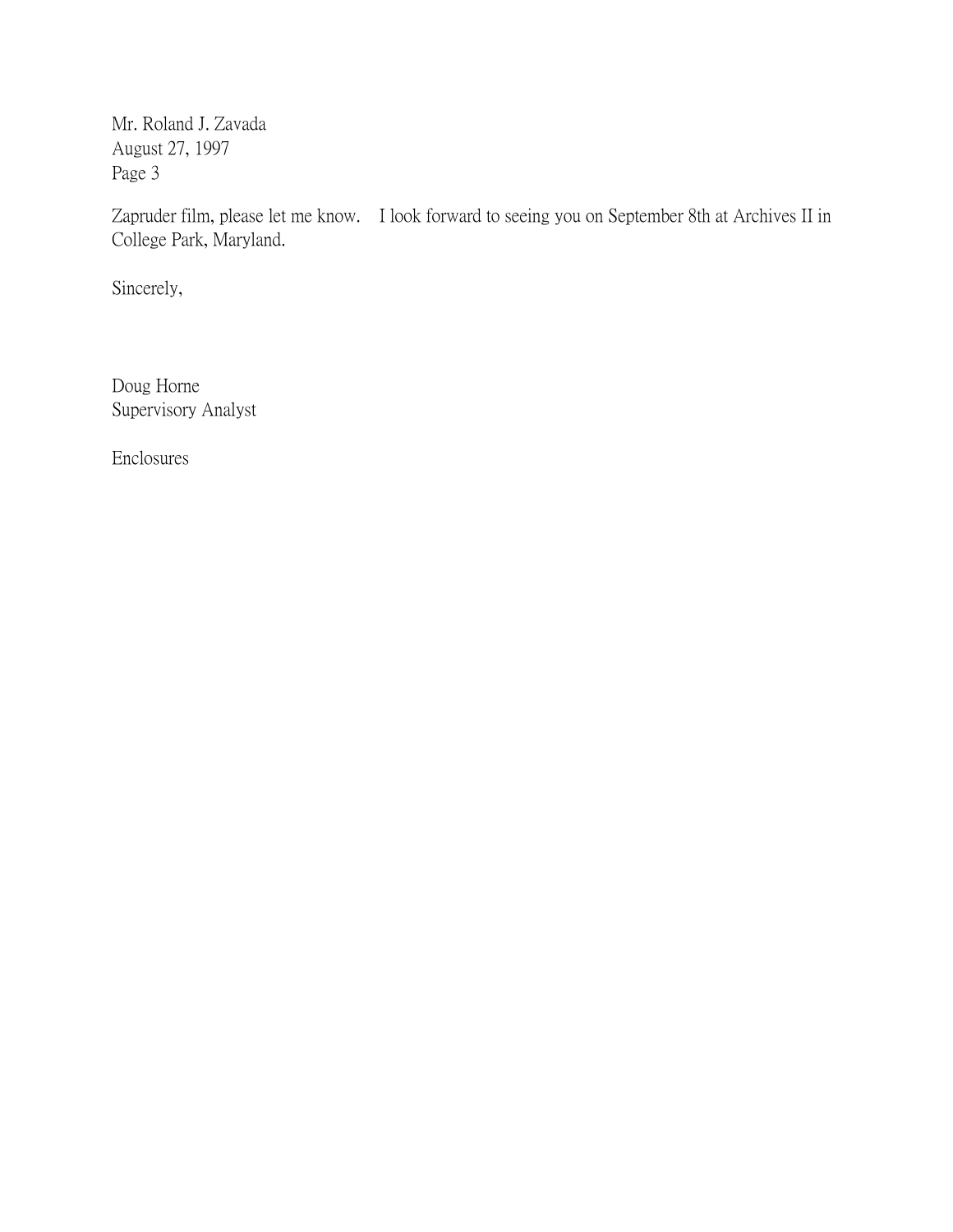Zapruder film, please let me know. I look forward to seeing you on September 8th at Archives II in College Park, Maryland.

Sincerely,

Doug Horne
Supervisory Analyst

Enclosures